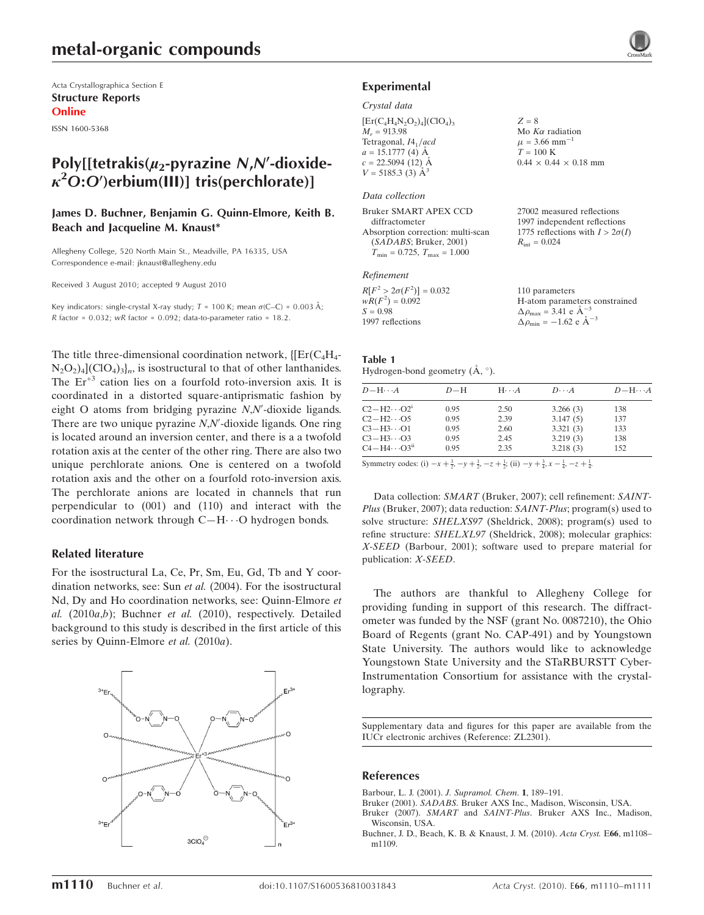metal-organic compounds

Acta Crystallographica Section E
**Structure Reports Online**
ISSN 1600-5368

# Poly[[tetrakis($\mu_2$-pyrazine *N*,*N*′-dioxide-$\kappa^2O$:$O'$)erbium(III)] tris(perchlorate)]

**James D. Buchner, Benjamin G. Quinn-Elmore, Keith B. Beach and Jacqueline M. Knaust***

Allegheny College, 520 North Main St., Meadville, PA 16335, USA
Correspondence e-mail: jknaust@allegheny.edu

Received 3 August 2010; accepted 9 August 2010

Key indicators: single-crystal X-ray study; $T$ = 100 K; mean $\sigma$(C–C) = 0.003 Å; $R$ factor = 0.032; $wR$ factor = 0.092; data-to-parameter ratio = 18.2.

The title three-dimensional coordination network, $\{[Er(C_4H_4N_2O_2)_4](ClO_4)_3\}_n$, is isostructural to that of other lanthanides. The $Er^{+3}$ cation lies on a fourfold roto-inversion axis. It is coordinated in a distorted square-antiprismatic fashion by eight O atoms from bridging pyrazine *N*,*N*′-dioxide ligands. There are two unique pyrazine *N*,*N*′-dioxide ligands. One ring is located around an inversion center, and there is a a twofold rotation axis at the center of the other ring. There are also two unique perchlorate anions. One is centered on a twofold rotation axis and the other on a fourfold roto-inversion axis. The perchlorate anions are located in channels that run perpendicular to (001) and (110) and interact with the coordination network through C—H⋯O hydrogen bonds.

## Related literature

For the isostructural La, Ce, Pr, Sm, Eu, Gd, Tb and Y coordination networks, see: Sun *et al.* (2004). For the isostructural Nd, Dy and Ho coordination networks, see: Quinn-Elmore *et al.* (2010*a*,*b*); Buchner *et al.* (2010), respectively. Detailed background to this study is described in the first article of this series by Quinn-Elmore *et al.* (2010*a*).

## Experimental

### Crystal data

$[Er(C_4H_4N_2O_2)_4](ClO_4)_3$
$M_r$ = 913.98
Tetragonal, $I4_1/acd$
$a$ = 15.1777 (4) Å
$c$ = 22.5094 (12) Å
$V$ = 5185.3 (3) Å$^3$
$Z$ = 8
Mo $K\alpha$ radiation
$\mu$ = 3.66 mm$^{-1}$
$T$ = 100 K
0.44 × 0.44 × 0.18 mm

### Data collection

Bruker SMART APEX CCD diffractometer
Absorption correction: multi-scan (*SADABS*; Bruker, 2001)
$T_{min}$ = 0.725, $T_{max}$ = 1.000
27002 measured reflections
1997 independent reflections
1775 reflections with $I > 2\sigma(I)$
$R_{int}$ = 0.024

### Refinement

$R[F^2 > 2\sigma(F^2)]$ = 0.032
$wR(F^2)$ = 0.092
$S$ = 0.98
1997 reflections
110 parameters
H-atom parameters constrained
$\Delta\rho_{max}$ = 3.41 e Å$^{-3}$
$\Delta\rho_{min}$ = −1.62 e Å$^{-3}$

**Table 1**
Hydrogen-bond geometry (Å, °).

| $D$—H⋯$A$ | $D$—H | H⋯$A$ | $D$⋯$A$ | $D$—H⋯$A$ |
|---|---|---|---|---|
| C2—H2⋯O2$^{i}$ | 0.95 | 2.50 | 3.266 (3) | 138 |
| C2—H2⋯O5 | 0.95 | 2.39 | 3.147 (5) | 137 |
| C3—H3⋯O1 | 0.95 | 2.60 | 3.321 (3) | 133 |
| C3—H3⋯O3 | 0.95 | 2.45 | 3.219 (3) | 138 |
| C4—H4⋯O3$^{ii}$ | 0.95 | 2.35 | 3.218 (3) | 152 |

Symmetry codes: (i) $-x+\frac{3}{2}, -y+\frac{1}{2}, -z+\frac{1}{2}$; (ii) $-y+\frac{3}{4}, x-\frac{1}{4}, -z+\frac{1}{4}$.

Data collection: *SMART* (Bruker, 2007); cell refinement: *SAINT-Plus* (Bruker, 2007); data reduction: *SAINT-Plus*; program(s) used to solve structure: *SHELXS97* (Sheldrick, 2008); program(s) used to refine structure: *SHELXL97* (Sheldrick, 2008); molecular graphics: *X-SEED* (Barbour, 2001); software used to prepare material for publication: *X-SEED*.

The authors are thankful to Allegheny College for providing funding in support of this research. The diffractometer was funded by the NSF (grant No. 0087210), the Ohio Board of Regents (grant No. CAP-491) and by Youngstown State University. The authors would like to acknowledge Youngstown State University and the STaRBURSTT Cyber-Instrumentation Consortium for assistance with the crystallography.

Supplementary data and figures for this paper are available from the IUCr electronic archives (Reference: ZL2301).

## References

Barbour, L. J. (2001). *J. Supramol. Chem.* **1**, 189–191.
Bruker (2001). *SADABS*. Bruker AXS Inc., Madison, Wisconsin, USA.
Bruker (2007). *SMART* and *SAINT-Plus*. Bruker AXS Inc., Madison, Wisconsin, USA.
Buchner, J. D., Beach, K. B. & Knaust, J. M. (2010). *Acta Cryst.* E**66**, m1108–m1109.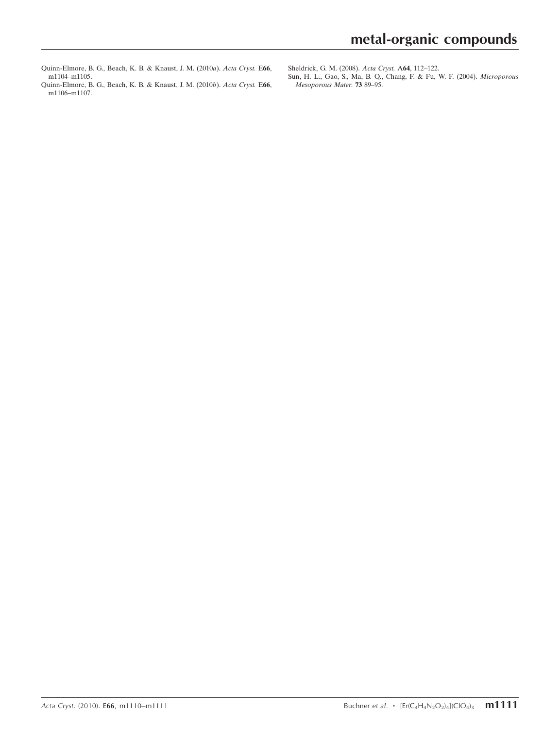Quinn-Elmore, B. G., Beach, K. B. & Knaust, J. M. (2010*a*). *Acta Cryst.* E**66**, m1104–m1105.

Quinn-Elmore, B. G., Beach, K. B. & Knaust, J. M. (2010*b*). *Acta Cryst.* E**66**, m1106–m1107.

Sheldrick, G. M. (2008). *Acta Cryst.* A**64**, 112–122.

Sun, H. L., Gao, S., Ma, B. Q., Chang, F. & Fu, W. F. (2004). *Microporous Mesoporous Mater.* **73** 89–95.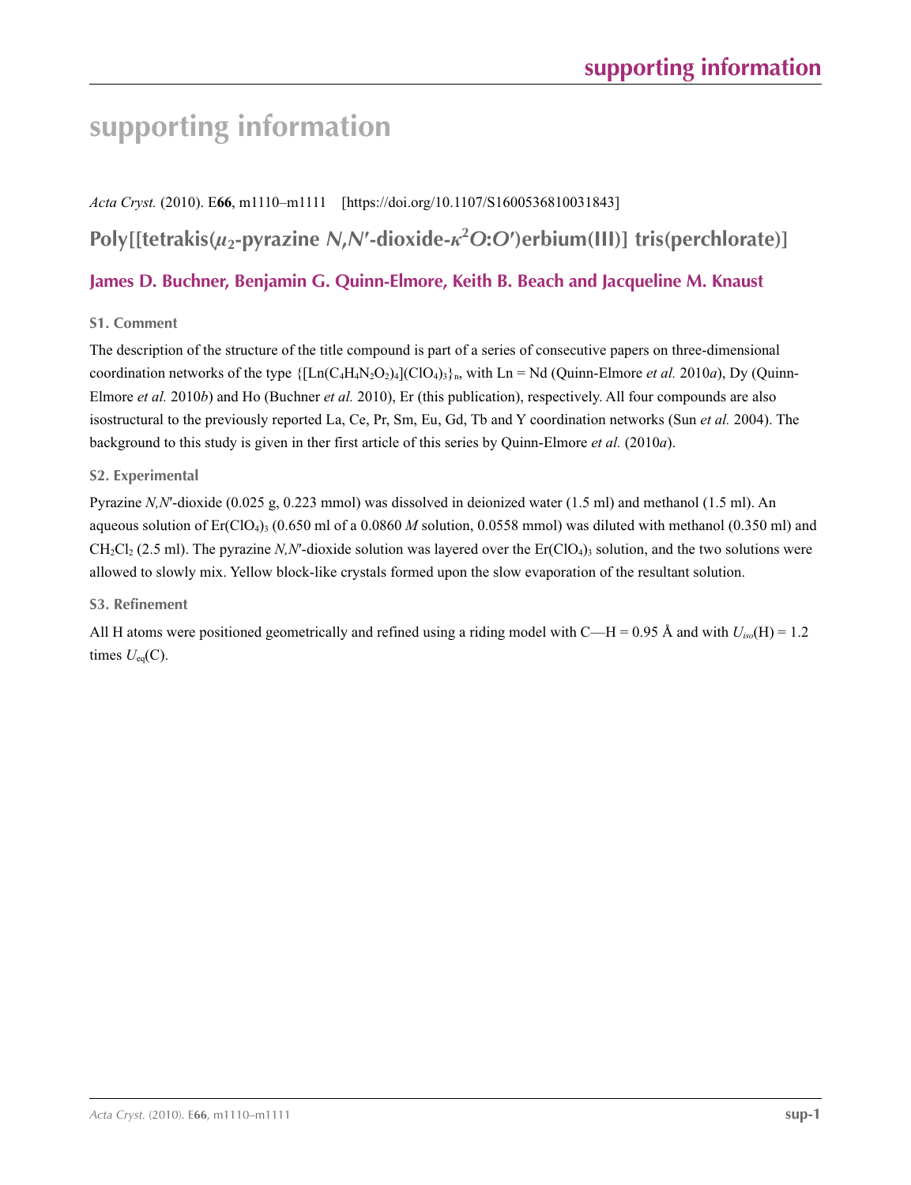# supporting information

*Acta Cryst.* (2010). E**66**, m1110–m1111 [https://doi.org/10.1107/S1600536810031843]

## Poly[[tetrakis($\mu_2$-pyrazine *N,N′*-dioxide-$\kappa^2O$:$O'$)erbium(III)] tris(perchlorate)]

### James D. Buchner, Benjamin G. Quinn-Elmore, Keith B. Beach and Jacqueline M. Knaust

### S1. Comment

The description of the structure of the title compound is part of a series of consecutive papers on three-dimensional coordination networks of the type $\{[Ln(C_4H_4N_2O_2)_4](ClO_4)_3\}_n$, with Ln = Nd (Quinn-Elmore *et al.* 2010*a*), Dy (Quinn-Elmore *et al.* 2010*b*) and Ho (Buchner *et al.* 2010), Er (this publication), respectively. All four compounds are also isostructural to the previously reported La, Ce, Pr, Sm, Eu, Gd, Tb and Y coordination networks (Sun *et al.* 2004). The background to this study is given in ther first article of this series by Quinn-Elmore *et al.* (2010*a*).

### S2. Experimental

Pyrazine *N,N′*-dioxide (0.025 g, 0.223 mmol) was dissolved in deionized water (1.5 ml) and methanol (1.5 ml). An aqueous solution of $Er(ClO_4)_3$ (0.650 ml of a 0.0860 *M* solution, 0.0558 mmol) was diluted with methanol (0.350 ml) and $CH_2Cl_2$ (2.5 ml). The pyrazine *N,N′*-dioxide solution was layered over the $Er(ClO_4)_3$ solution, and the two solutions were allowed to slowly mix. Yellow block-like crystals formed upon the slow evaporation of the resultant solution.

### S3. Refinement

All H atoms were positioned geometrically and refined using a riding model with C—H = 0.95 Å and with $U_{iso}$(H) = 1.2 times $U_{eq}$(C).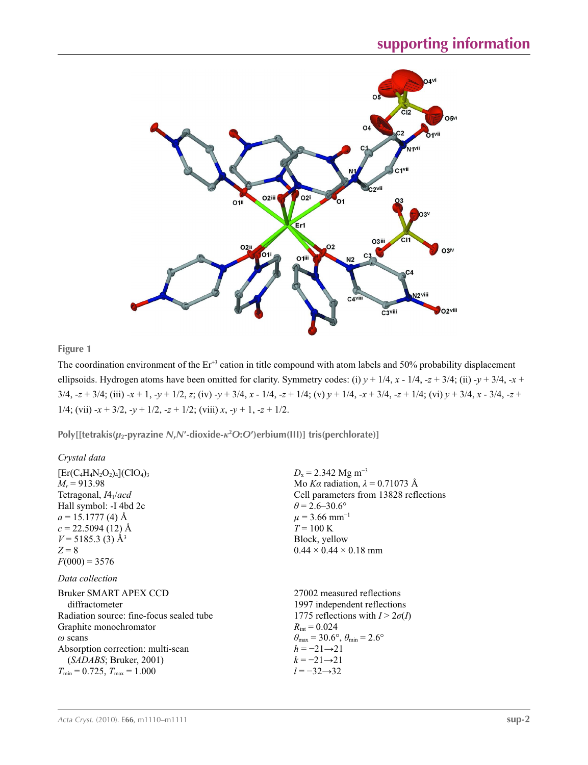**Figure 1**

The coordination environment of the $Er^{+3}$ cation in title compound with atom labels and 50% probability displacement ellipsoids. Hydrogen atoms have been omitted for clarity. Symmetry codes: (i) $y + 1/4, x - 1/4, -z + 3/4$; (ii) $-y + 3/4, -x + 3/4, -z + 3/4$; (iii) $-x + 1, -y + 1/2, z$; (iv) $-y + 3/4, x - 1/4, -z + 1/4$; (v) $y + 1/4, -x + 3/4, -z + 1/4$; (vi) $y + 3/4, x - 3/4, -z + 1/4$; (vii) $-x + 3/2, -y + 1/2, -z + 1/2$; (viii) $x, -y + 1, -z + 1/2$.

## Poly[[tetrakis($\mu_2$-pyrazine *N*,*N*′-dioxide-$\kappa^2$*O*:*O*′)erbium(III)] tris(perchlorate)]

### Crystal data

$[Er(C_4H_4N_2O_2)_4](ClO_4)_3$
$M_r = 913.98$
Tetragonal, $I4_1/acd$
Hall symbol: -I 4bd 2c
$a = 15.1777$ (4) Å
$c = 22.5094$ (12) Å
$V = 5185.3$ (3) Å$^3$
$Z = 8$
$F(000) = 3576$
$D_x = 2.342$ Mg m$^{-3}$
Mo $K\alpha$ radiation, $\lambda = 0.71073$ Å
Cell parameters from 13828 reflections
$\theta = 2.6$–$30.6°$
$\mu = 3.66$ mm$^{-1}$
$T = 100$ K
Block, yellow
0.44 × 0.44 × 0.18 mm

### Data collection

Bruker SMART APEX CCD diffractometer
Radiation source: fine-focus sealed tube
Graphite monochromator
$\omega$ scans
Absorption correction: multi-scan (*SADABS*; Bruker, 2001)
$T_{min} = 0.725$, $T_{max} = 1.000$
27002 measured reflections
1997 independent reflections
1775 reflections with $I > 2\sigma(I)$
$R_{int} = 0.024$
$\theta_{max} = 30.6°$, $\theta_{min} = 2.6°$
$h = -21 \rightarrow 21$
$k = -21 \rightarrow 21$
$l = -32 \rightarrow 32$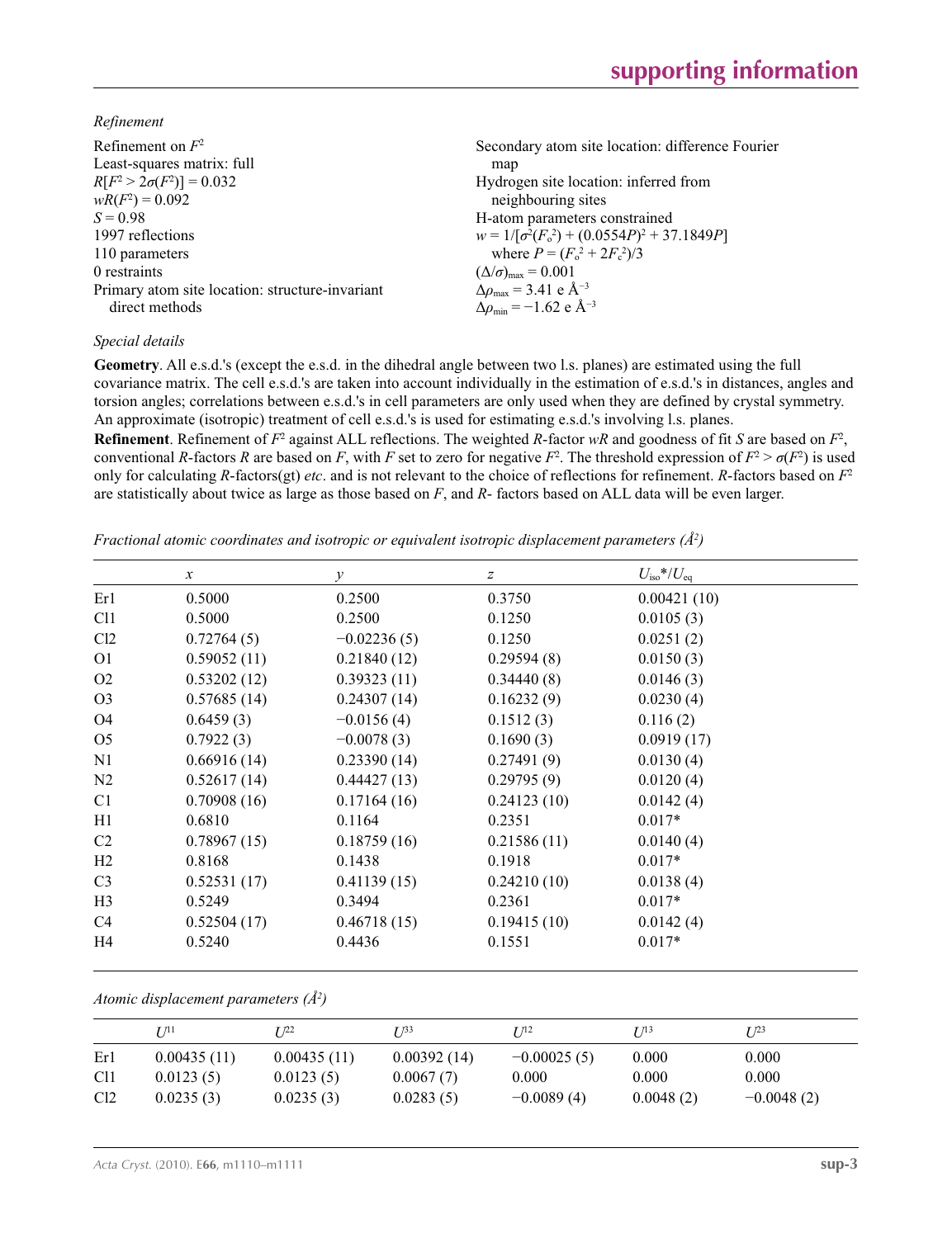*Refinement*

Refinement on $F^2$
Least-squares matrix: full
$R[F^2 > 2\sigma(F^2)] = 0.032$
$wR(F^2) = 0.092$
$S = 0.98$
1997 reflections
110 parameters
0 restraints
Primary atom site location: structure-invariant direct methods
Secondary atom site location: difference Fourier map
Hydrogen site location: inferred from neighbouring sites
H-atom parameters constrained
$w = 1/[\sigma^2(F_o^2) + (0.0554P)^2 + 37.1849P]$ where $P = (F_o^2 + 2F_c^2)/3$
$(\Delta/\sigma)_{max} = 0.001$
$\Delta\rho_{max} = 3.41$ e Å$^{-3}$
$\Delta\rho_{min} = -1.62$ e Å$^{-3}$

*Special details*

**Geometry**. All e.s.d.'s (except the e.s.d. in the dihedral angle between two l.s. planes) are estimated using the full covariance matrix. The cell e.s.d.'s are taken into account individually in the estimation of e.s.d.'s in distances, angles and torsion angles; correlations between e.s.d.'s in cell parameters are only used when they are defined by crystal symmetry. An approximate (isotropic) treatment of cell e.s.d.'s is used for estimating e.s.d.'s involving l.s. planes.

**Refinement**. Refinement of $F^2$ against ALL reflections. The weighted $R$-factor $wR$ and goodness of fit $S$ are based on $F^2$, conventional $R$-factors $R$ are based on $F$, with $F$ set to zero for negative $F^2$. The threshold expression of $F^2 > \sigma(F^2)$ is used only for calculating $R$-factors(gt) *etc*. and is not relevant to the choice of reflections for refinement. $R$-factors based on $F^2$ are statistically about twice as large as those based on $F$, and $R$- factors based on ALL data will be even larger.

*Fractional atomic coordinates and isotropic or equivalent isotropic displacement parameters (Å$^2$)*

| | $x$ | $y$ | $z$ | $U_{iso}$*/$U_{eq}$ |
|---|---|---|---|---|
| Er1 | 0.5000 | 0.2500 | 0.3750 | 0.00421 (10) |
| Cl1 | 0.5000 | 0.2500 | 0.1250 | 0.0105 (3) |
| Cl2 | 0.72764 (5) | −0.02236 (5) | 0.1250 | 0.0251 (2) |
| O1 | 0.59052 (11) | 0.21840 (12) | 0.29594 (8) | 0.0150 (3) |
| O2 | 0.53202 (12) | 0.39323 (11) | 0.34440 (8) | 0.0146 (3) |
| O3 | 0.57685 (14) | 0.24307 (14) | 0.16232 (9) | 0.0230 (4) |
| O4 | 0.6459 (3) | −0.0156 (4) | 0.1512 (3) | 0.116 (2) |
| O5 | 0.7922 (3) | −0.0078 (3) | 0.1690 (3) | 0.0919 (17) |
| N1 | 0.66916 (14) | 0.23390 (14) | 0.27491 (9) | 0.0130 (4) |
| N2 | 0.52617 (14) | 0.44427 (13) | 0.29795 (9) | 0.0120 (4) |
| C1 | 0.70908 (16) | 0.17164 (16) | 0.24123 (10) | 0.0142 (4) |
| H1 | 0.6810 | 0.1164 | 0.2351 | 0.017* |
| C2 | 0.78967 (15) | 0.18759 (16) | 0.21586 (11) | 0.0140 (4) |
| H2 | 0.8168 | 0.1438 | 0.1918 | 0.017* |
| C3 | 0.52531 (17) | 0.41139 (15) | 0.24210 (10) | 0.0138 (4) |
| H3 | 0.5249 | 0.3494 | 0.2361 | 0.017* |
| C4 | 0.52504 (17) | 0.46718 (15) | 0.19415 (10) | 0.0142 (4) |
| H4 | 0.5240 | 0.4436 | 0.1551 | 0.017* |

*Atomic displacement parameters (Å$^2$)*

| | $U^{11}$ | $U^{22}$ | $U^{33}$ | $U^{12}$ | $U^{13}$ | $U^{23}$ |
|---|---|---|---|---|---|---|
| Er1 | 0.00435 (11) | 0.00435 (11) | 0.00392 (14) | −0.00025 (5) | 0.000 | 0.000 |
| Cl1 | 0.0123 (5) | 0.0123 (5) | 0.0067 (7) | 0.000 | 0.000 | 0.000 |
| Cl2 | 0.0235 (3) | 0.0235 (3) | 0.0283 (5) | −0.0089 (4) | 0.0048 (2) | −0.0048 (2) |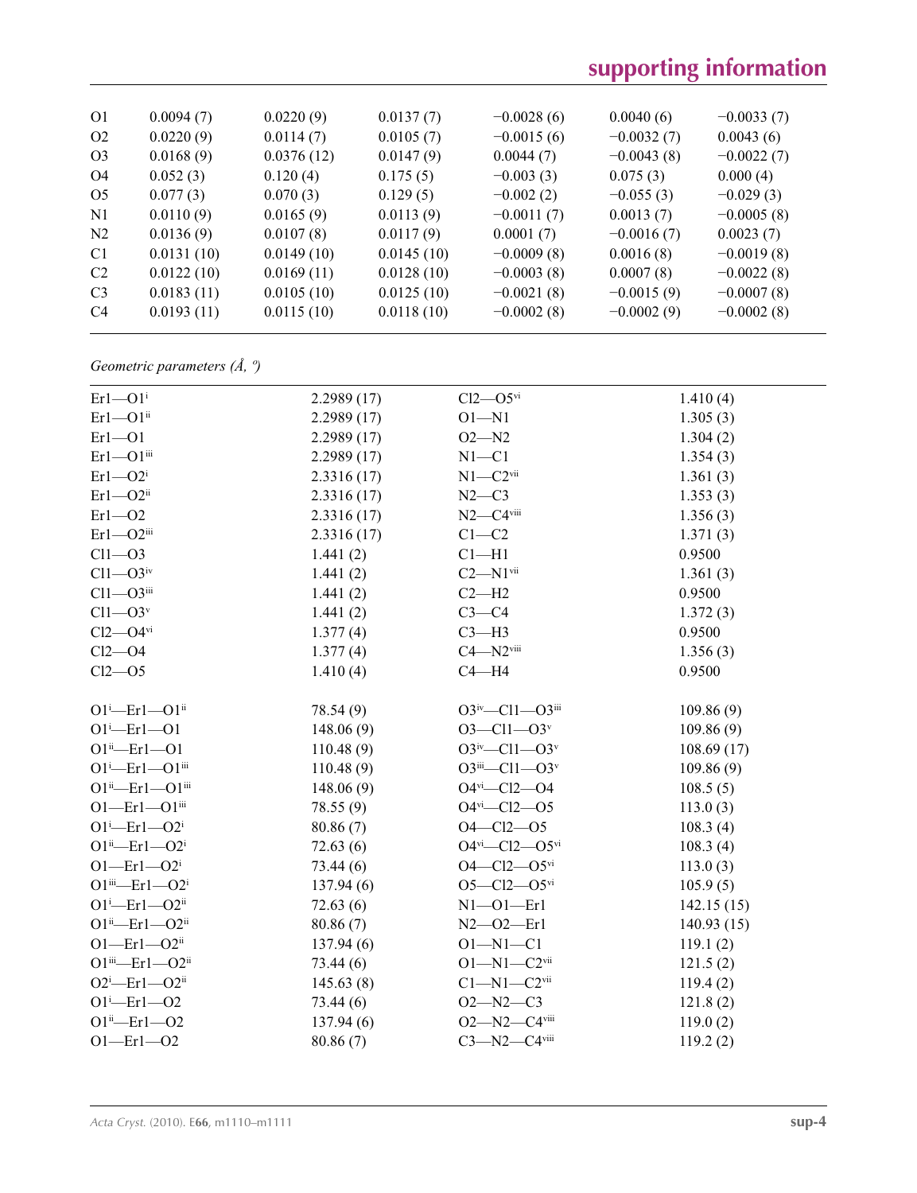| | | | | | | |
|---|---|---|---|---|---|---|
| O1 | 0.0094 (7) | 0.0220 (9) | 0.0137 (7) | −0.0028 (6) | 0.0040 (6) | −0.0033 (7) |
| O2 | 0.0220 (9) | 0.0114 (7) | 0.0105 (7) | −0.0015 (6) | −0.0032 (7) | 0.0043 (6) |
| O3 | 0.0168 (9) | 0.0376 (12) | 0.0147 (9) | 0.0044 (7) | −0.0043 (8) | −0.0022 (7) |
| O4 | 0.052 (3) | 0.120 (4) | 0.175 (5) | −0.003 (3) | 0.075 (3) | 0.000 (4) |
| O5 | 0.077 (3) | 0.070 (3) | 0.129 (5) | −0.002 (2) | −0.055 (3) | −0.029 (3) |
| N1 | 0.0110 (9) | 0.0165 (9) | 0.0113 (9) | −0.0011 (7) | 0.0013 (7) | −0.0005 (8) |
| N2 | 0.0136 (9) | 0.0107 (8) | 0.0117 (9) | 0.0001 (7) | −0.0016 (7) | 0.0023 (7) |
| C1 | 0.0131 (10) | 0.0149 (10) | 0.0145 (10) | −0.0009 (8) | 0.0016 (8) | −0.0019 (8) |
| C2 | 0.0122 (10) | 0.0169 (11) | 0.0128 (10) | −0.0003 (8) | 0.0007 (8) | −0.0022 (8) |
| C3 | 0.0183 (11) | 0.0105 (10) | 0.0125 (10) | −0.0021 (8) | −0.0015 (9) | −0.0007 (8) |
| C4 | 0.0193 (11) | 0.0115 (10) | 0.0118 (10) | −0.0002 (8) | −0.0002 (9) | −0.0002 (8) |

*Geometric parameters (Å, º)*

| | | | |
|---|---|---|---|
| Er1—O1$^{i}$ | 2.2989 (17) | Cl2—O5$^{vi}$ | 1.410 (4) |
| Er1—O1$^{ii}$ | 2.2989 (17) | O1—N1 | 1.305 (3) |
| Er1—O1 | 2.2989 (17) | O2—N2 | 1.304 (2) |
| Er1—O1$^{iii}$ | 2.2989 (17) | N1—C1 | 1.354 (3) |
| Er1—O2$^{i}$ | 2.3316 (17) | N1—C2$^{vii}$ | 1.361 (3) |
| Er1—O2$^{ii}$ | 2.3316 (17) | N2—C3 | 1.353 (3) |
| Er1—O2 | 2.3316 (17) | N2—C4$^{viii}$ | 1.356 (3) |
| Er1—O2$^{iii}$ | 2.3316 (17) | C1—C2 | 1.371 (3) |
| Cl1—O3 | 1.441 (2) | C1—H1 | 0.9500 |
| Cl1—O3$^{iv}$ | 1.441 (2) | C2—N1$^{vii}$ | 1.361 (3) |
| Cl1—O3$^{iii}$ | 1.441 (2) | C2—H2 | 0.9500 |
| Cl1—O3$^{v}$ | 1.441 (2) | C3—C4 | 1.372 (3) |
| Cl2—O4$^{vi}$ | 1.377 (4) | C3—H3 | 0.9500 |
| Cl2—O4 | 1.377 (4) | C4—N2$^{viii}$ | 1.356 (3) |
| Cl2—O5 | 1.410 (4) | C4—H4 | 0.9500 |
| | | | |
| O1$^{i}$—Er1—O1$^{ii}$ | 78.54 (9) | O3$^{iv}$—Cl1—O3$^{iii}$ | 109.86 (9) |
| O1$^{i}$—Er1—O1 | 148.06 (9) | O3—Cl1—O3$^{v}$ | 109.86 (9) |
| O1$^{ii}$—Er1—O1 | 110.48 (9) | O3$^{iv}$—Cl1—O3$^{v}$ | 108.69 (17) |
| O1$^{i}$—Er1—O1$^{iii}$ | 110.48 (9) | O3$^{iii}$—Cl1—O3$^{v}$ | 109.86 (9) |
| O1$^{ii}$—Er1—O1$^{iii}$ | 148.06 (9) | O4$^{vi}$—Cl2—O4 | 108.5 (5) |
| O1—Er1—O1$^{iii}$ | 78.55 (9) | O4$^{vi}$—Cl2—O5 | 113.0 (3) |
| O1$^{i}$—Er1—O2$^{i}$ | 80.86 (7) | O4—Cl2—O5 | 108.3 (4) |
| O1$^{ii}$—Er1—O2$^{i}$ | 72.63 (6) | O4$^{vi}$—Cl2—O5$^{vi}$ | 108.3 (4) |
| O1—Er1—O2$^{i}$ | 73.44 (6) | O4—Cl2—O5$^{vi}$ | 113.0 (3) |
| O1$^{iii}$—Er1—O2$^{i}$ | 137.94 (6) | O5—Cl2—O5$^{vi}$ | 105.9 (5) |
| O1$^{i}$—Er1—O2$^{ii}$ | 72.63 (6) | N1—O1—Er1 | 142.15 (15) |
| O1$^{ii}$—Er1—O2$^{ii}$ | 80.86 (7) | N2—O2—Er1 | 140.93 (15) |
| O1—Er1—O2$^{ii}$ | 137.94 (6) | O1—N1—C1 | 119.1 (2) |
| O1$^{iii}$—Er1—O2$^{ii}$ | 73.44 (6) | O1—N1—C2$^{vii}$ | 121.5 (2) |
| O2$^{i}$—Er1—O2$^{ii}$ | 145.63 (8) | C1—N1—C2$^{vii}$ | 119.4 (2) |
| O1$^{i}$—Er1—O2 | 73.44 (6) | O2—N2—C3 | 121.8 (2) |
| O1$^{ii}$—Er1—O2 | 137.94 (6) | O2—N2—C4$^{viii}$ | 119.0 (2) |
| O1—Er1—O2 | 80.86 (7) | C3—N2—C4$^{viii}$ | 119.2 (2) |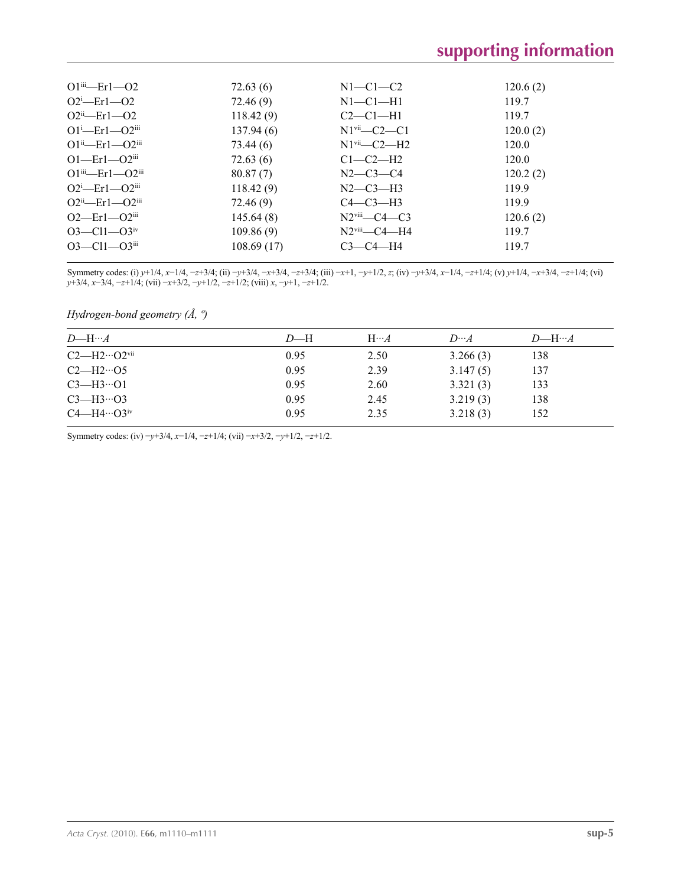| | | | |
|---|---|---|---|
| O1$^{iii}$—Er1—O2 | 72.63 (6) | N1—C1—C2 | 120.6 (2) |
| O2$^{i}$—Er1—O2 | 72.46 (9) | N1—C1—H1 | 119.7 |
| O2$^{ii}$—Er1—O2 | 118.42 (9) | C2—C1—H1 | 119.7 |
| O1$^{i}$—Er1—O2$^{iii}$ | 137.94 (6) | N1$^{vii}$—C2—C1 | 120.0 (2) |
| O1$^{ii}$—Er1—O2$^{iii}$ | 73.44 (6) | N1$^{vii}$—C2—H2 | 120.0 |
| O1—Er1—O2$^{iii}$ | 72.63 (6) | C1—C2—H2 | 120.0 |
| O1$^{iii}$—Er1—O2$^{iii}$ | 80.87 (7) | N2—C3—C4 | 120.2 (2) |
| O2$^{i}$—Er1—O2$^{iii}$ | 118.42 (9) | N2—C3—H3 | 119.9 |
| O2$^{ii}$—Er1—O2$^{iii}$ | 72.46 (9) | C4—C3—H3 | 119.9 |
| O2—Er1—O2$^{iii}$ | 145.64 (8) | N2$^{viii}$—C4—C3 | 120.6 (2) |
| O3—Cl1—O3$^{iv}$ | 109.86 (9) | N2$^{viii}$—C4—H4 | 119.7 |
| O3—Cl1—O3$^{iii}$ | 108.69 (17) | C3—C4—H4 | 119.7 |

Symmetry codes: (i) $y+1/4, x-1/4, -z+3/4$; (ii) $-y+3/4, -x+3/4, -z+3/4$; (iii) $-x+1, -y+1/2, z$; (iv) $-y+3/4, x-1/4, -z+1/4$; (v) $y+1/4, -x+3/4, -z+1/4$; (vi) $y+3/4, x-3/4, -z+1/4$; (vii) $-x+3/2, -y+1/2, -z+1/2$; (viii) $x, -y+1, -z+1/2$.

*Hydrogen-bond geometry (Å, º)*

| *D*—H···*A* | *D*—H | H···*A* | *D*···*A* | *D*—H···*A* |
|---|---|---|---|---|
| C2—H2···O2$^{vii}$ | 0.95 | 2.50 | 3.266 (3) | 138 |
| C2—H2···O5 | 0.95 | 2.39 | 3.147 (5) | 137 |
| C3—H3···O1 | 0.95 | 2.60 | 3.321 (3) | 133 |
| C3—H3···O3 | 0.95 | 2.45 | 3.219 (3) | 138 |
| C4—H4···O3$^{iv}$ | 0.95 | 2.35 | 3.218 (3) | 152 |

Symmetry codes: (iv) $-y+3/4, x-1/4, -z+1/4$; (vii) $-x+3/2, -y+1/2, -z+1/2$.